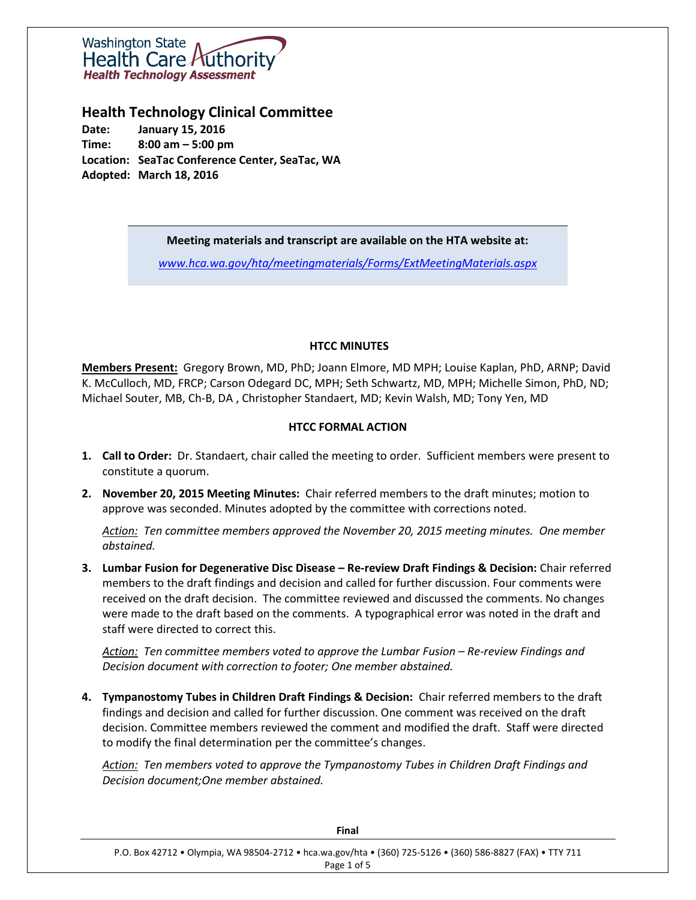Washington State Health Care Authority
Health Technology Assessment

# Health Technology Clinical Committee

**Date:** January 15, 2016
**Time:** 8:00 am – 5:00 pm
**Location:** SeaTac Conference Center, SeaTac, WA
**Adopted:** March 18, 2016

> **Meeting materials and transcript are available on the HTA website at:**
>
> *www.hca.wa.gov/hta/meetingmaterials/Forms/ExtMeetingMaterials.aspx*

## HTCC MINUTES

**Members Present:** Gregory Brown, MD, PhD; Joann Elmore, MD MPH; Louise Kaplan, PhD, ARNP; David K. McCulloch, MD, FRCP; Carson Odegard DC, MPH; Seth Schwartz, MD, MPH; Michelle Simon, PhD, ND; Michael Souter, MB, Ch-B, DA , Christopher Standaert, MD; Kevin Walsh, MD; Tony Yen, MD

## HTCC FORMAL ACTION

1. **Call to Order:** Dr. Standaert, chair called the meeting to order. Sufficient members were present to constitute a quorum.

2. **November 20, 2015 Meeting Minutes:** Chair referred members to the draft minutes; motion to approve was seconded. Minutes adopted by the committee with corrections noted.

   *Action: Ten committee members approved the November 20, 2015 meeting minutes. One member abstained.*

3. **Lumbar Fusion for Degenerative Disc Disease – Re-review Draft Findings & Decision:** Chair referred members to the draft findings and decision and called for further discussion. Four comments were received on the draft decision. The committee reviewed and discussed the comments. No changes were made to the draft based on the comments. A typographical error was noted in the draft and staff were directed to correct this.

   *Action: Ten committee members voted to approve the Lumbar Fusion – Re-review Findings and Decision document with correction to footer; One member abstained.*

4. **Tympanostomy Tubes in Children Draft Findings & Decision:** Chair referred members to the draft findings and decision and called for further discussion. One comment was received on the draft decision. Committee members reviewed the comment and modified the draft. Staff were directed to modify the final determination per the committee's changes.

   *Action: Ten members voted to approve the Tympanostomy Tubes in Children Draft Findings and Decision document;One member abstained.*

**Final**

P.O. Box 42712 • Olympia, WA 98504-2712 • hca.wa.gov/hta • (360) 725-5126 • (360) 586-8827 (FAX) • TTY 711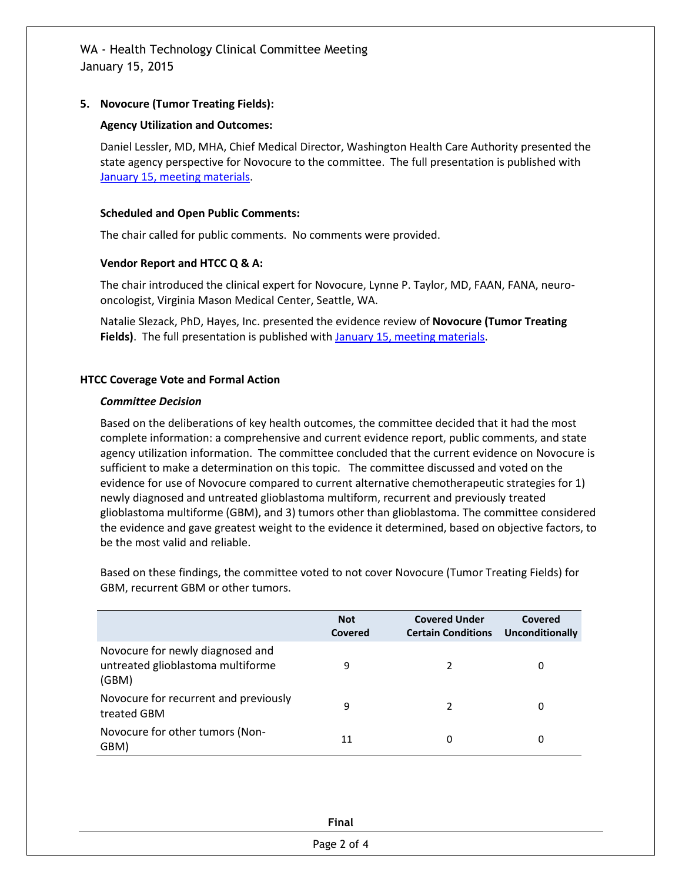### 5. Novocure (Tumor Treating Fields):

**Agency Utilization and Outcomes:**

Daniel Lessler, MD, MHA, Chief Medical Director, Washington Health Care Authority presented the state agency perspective for Novocure to the committee. The full presentation is published with [January 15, meeting materials](#).

**Scheduled and Open Public Comments:**

The chair called for public comments. No comments were provided.

**Vendor Report and HTCC Q & A:**

The chair introduced the clinical expert for Novocure, Lynne P. Taylor, MD, FAAN, FANA, neuro-oncologist, Virginia Mason Medical Center, Seattle, WA.

Natalie Slezack, PhD, Hayes, Inc. presented the evidence review of **Novocure (Tumor Treating Fields)**. The full presentation is published with [January 15, meeting materials](#).

## HTCC Coverage Vote and Formal Action

***Committee Decision***

Based on the deliberations of key health outcomes, the committee decided that it had the most complete information: a comprehensive and current evidence report, public comments, and state agency utilization information. The committee concluded that the current evidence on Novocure is sufficient to make a determination on this topic. The committee discussed and voted on the evidence for use of Novocure compared to current alternative chemotherapeutic strategies for 1) newly diagnosed and untreated glioblastoma multiform, recurrent and previously treated glioblastoma multiforme (GBM), and 3) tumors other than glioblastoma. The committee considered the evidence and gave greatest weight to the evidence it determined, based on objective factors, to be the most valid and reliable.

Based on these findings, the committee voted to not cover Novocure (Tumor Treating Fields) for GBM, recurrent GBM or other tumors.

| | Not Covered | Covered Under Certain Conditions | Covered Unconditionally |
|---|---|---|---|
| Novocure for newly diagnosed and untreated glioblastoma multiforme (GBM) | 9 | 2 | 0 |
| Novocure for recurrent and previously treated GBM | 9 | 2 | 0 |
| Novocure for other tumors (Non-GBM) | 11 | 0 | 0 |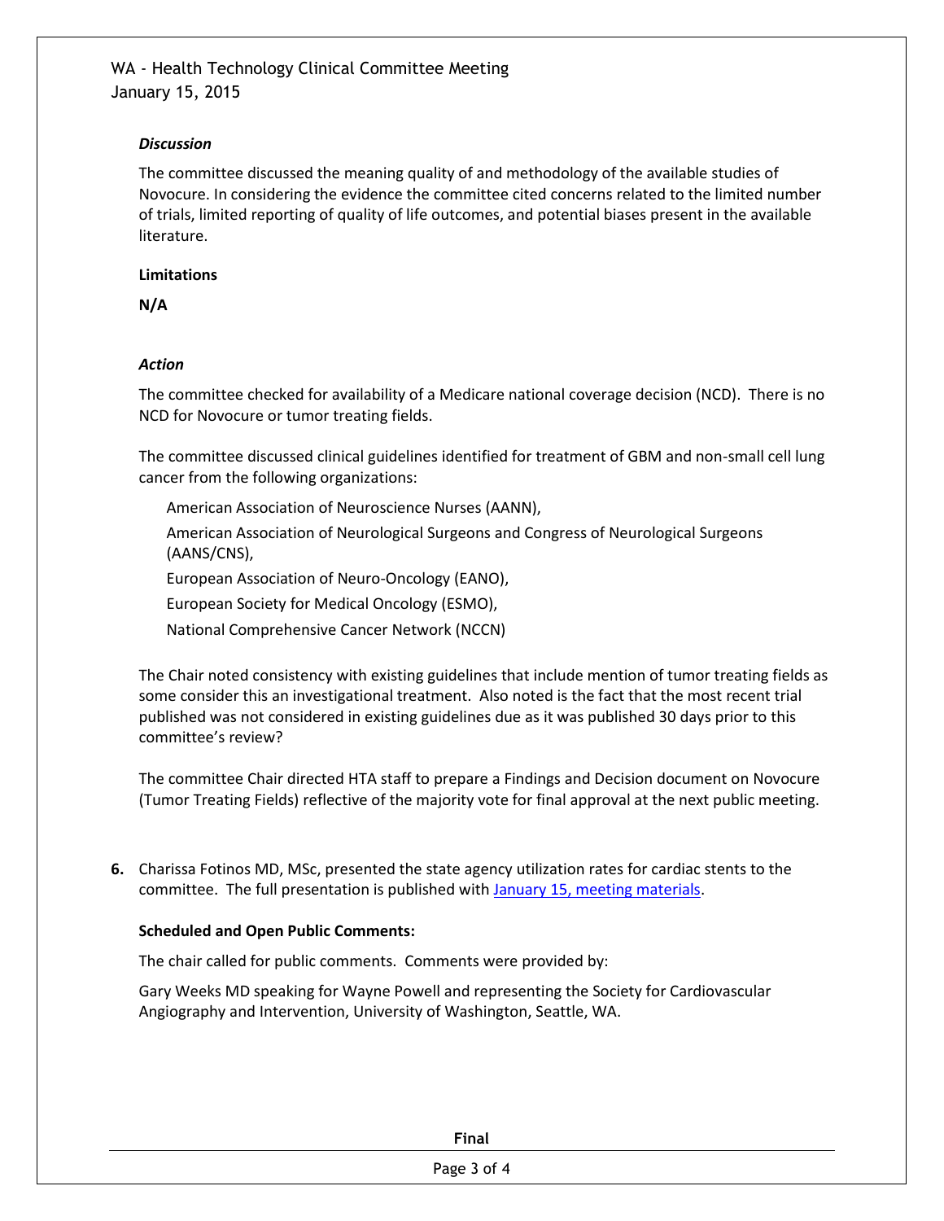### *Discussion*

The committee discussed the meaning quality of and methodology of the available studies of Novocure. In considering the evidence the committee cited concerns related to the limited number of trials, limited reporting of quality of life outcomes, and potential biases present in the available literature.

**Limitations**

**N/A**

### *Action*

The committee checked for availability of a Medicare national coverage decision (NCD). There is no NCD for Novocure or tumor treating fields.

The committee discussed clinical guidelines identified for treatment of GBM and non-small cell lung cancer from the following organizations:

- American Association of Neuroscience Nurses (AANN),
- American Association of Neurological Surgeons and Congress of Neurological Surgeons (AANS/CNS),
- European Association of Neuro-Oncology (EANO),
- European Society for Medical Oncology (ESMO),
- National Comprehensive Cancer Network (NCCN)

The Chair noted consistency with existing guidelines that include mention of tumor treating fields as some consider this an investigational treatment. Also noted is the fact that the most recent trial published was not considered in existing guidelines due as it was published 30 days prior to this committee's review?

The committee Chair directed HTA staff to prepare a Findings and Decision document on Novocure (Tumor Treating Fields) reflective of the majority vote for final approval at the next public meeting.

**6.** Charissa Fotinos MD, MSc, presented the state agency utilization rates for cardiac stents to the committee. The full presentation is published with [January 15, meeting materials](#).

**Scheduled and Open Public Comments:**

The chair called for public comments. Comments were provided by:

Gary Weeks MD speaking for Wayne Powell and representing the Society for Cardiovascular Angiography and Intervention, University of Washington, Seattle, WA.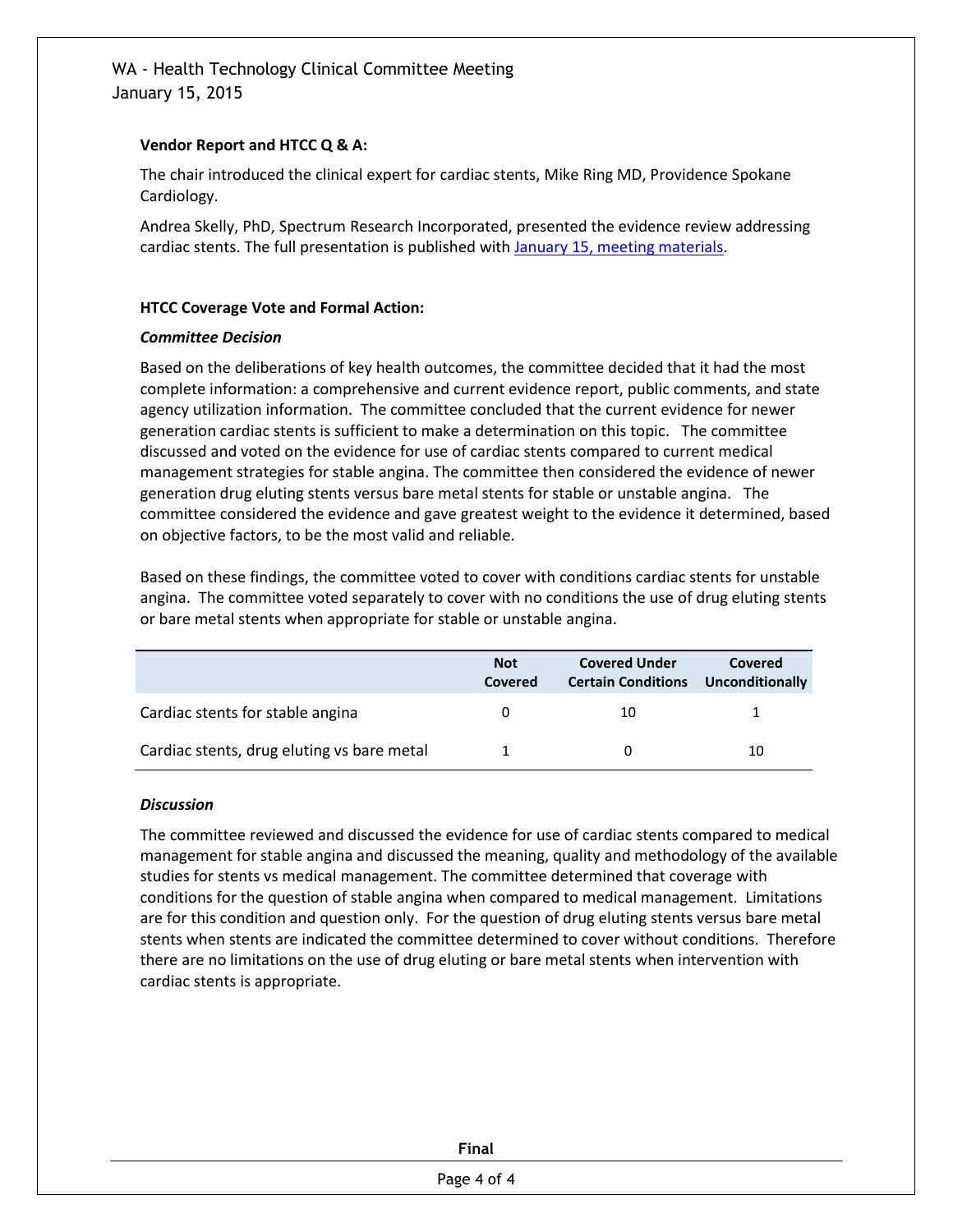### Vendor Report and HTCC Q & A:

The chair introduced the clinical expert for cardiac stents, Mike Ring MD, Providence Spokane Cardiology.

Andrea Skelly, PhD, Spectrum Research Incorporated, presented the evidence review addressing cardiac stents. The full presentation is published with January 15, meeting materials.

### HTCC Coverage Vote and Formal Action:

***Committee Decision***

Based on the deliberations of key health outcomes, the committee decided that it had the most complete information: a comprehensive and current evidence report, public comments, and state agency utilization information. The committee concluded that the current evidence for newer generation cardiac stents is sufficient to make a determination on this topic. The committee discussed and voted on the evidence for use of cardiac stents compared to current medical management strategies for stable angina. The committee then considered the evidence of newer generation drug eluting stents versus bare metal stents for stable or unstable angina. The committee considered the evidence and gave greatest weight to the evidence it determined, based on objective factors, to be the most valid and reliable.

Based on these findings, the committee voted to cover with conditions cardiac stents for unstable angina. The committee voted separately to cover with no conditions the use of drug eluting stents or bare metal stents when appropriate for stable or unstable angina.

| | Not Covered | Covered Under Certain Conditions | Covered Unconditionally |
|---|---|---|---|
| Cardiac stents for stable angina | 0 | 10 | 1 |
| Cardiac stents, drug eluting vs bare metal | 1 | 0 | 10 |

***Discussion***

The committee reviewed and discussed the evidence for use of cardiac stents compared to medical management for stable angina and discussed the meaning, quality and methodology of the available studies for stents vs medical management. The committee determined that coverage with conditions for the question of stable angina when compared to medical management. Limitations are for this condition and question only. For the question of drug eluting stents versus bare metal stents when stents are indicated the committee determined to cover without conditions. Therefore there are no limitations on the use of drug eluting or bare metal stents when intervention with cardiac stents is appropriate.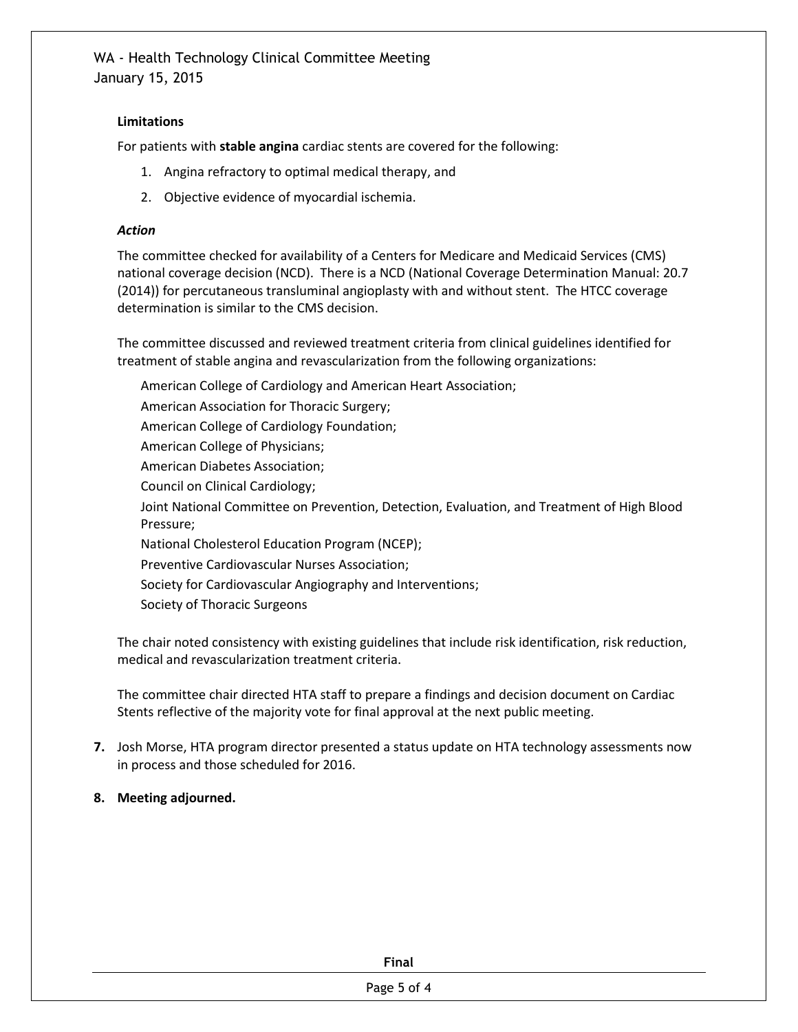**Limitations**

For patients with **stable angina** cardiac stents are covered for the following:

1. Angina refractory to optimal medical therapy, and
2. Objective evidence of myocardial ischemia.

***Action***

The committee checked for availability of a Centers for Medicare and Medicaid Services (CMS) national coverage decision (NCD). There is a NCD (National Coverage Determination Manual: 20.7 (2014)) for percutaneous transluminal angioplasty with and without stent. The HTCC coverage determination is similar to the CMS decision.

The committee discussed and reviewed treatment criteria from clinical guidelines identified for treatment of stable angina and revascularization from the following organizations:

American College of Cardiology and American Heart Association;
American Association for Thoracic Surgery;
American College of Cardiology Foundation;
American College of Physicians;
American Diabetes Association;
Council on Clinical Cardiology;
Joint National Committee on Prevention, Detection, Evaluation, and Treatment of High Blood Pressure;
National Cholesterol Education Program (NCEP);
Preventive Cardiovascular Nurses Association;
Society for Cardiovascular Angiography and Interventions;
Society of Thoracic Surgeons

The chair noted consistency with existing guidelines that include risk identification, risk reduction, medical and revascularization treatment criteria.

The committee chair directed HTA staff to prepare a findings and decision document on Cardiac Stents reflective of the majority vote for final approval at the next public meeting.

**7.** Josh Morse, HTA program director presented a status update on HTA technology assessments now in process and those scheduled for 2016.

**8. Meeting adjourned.**